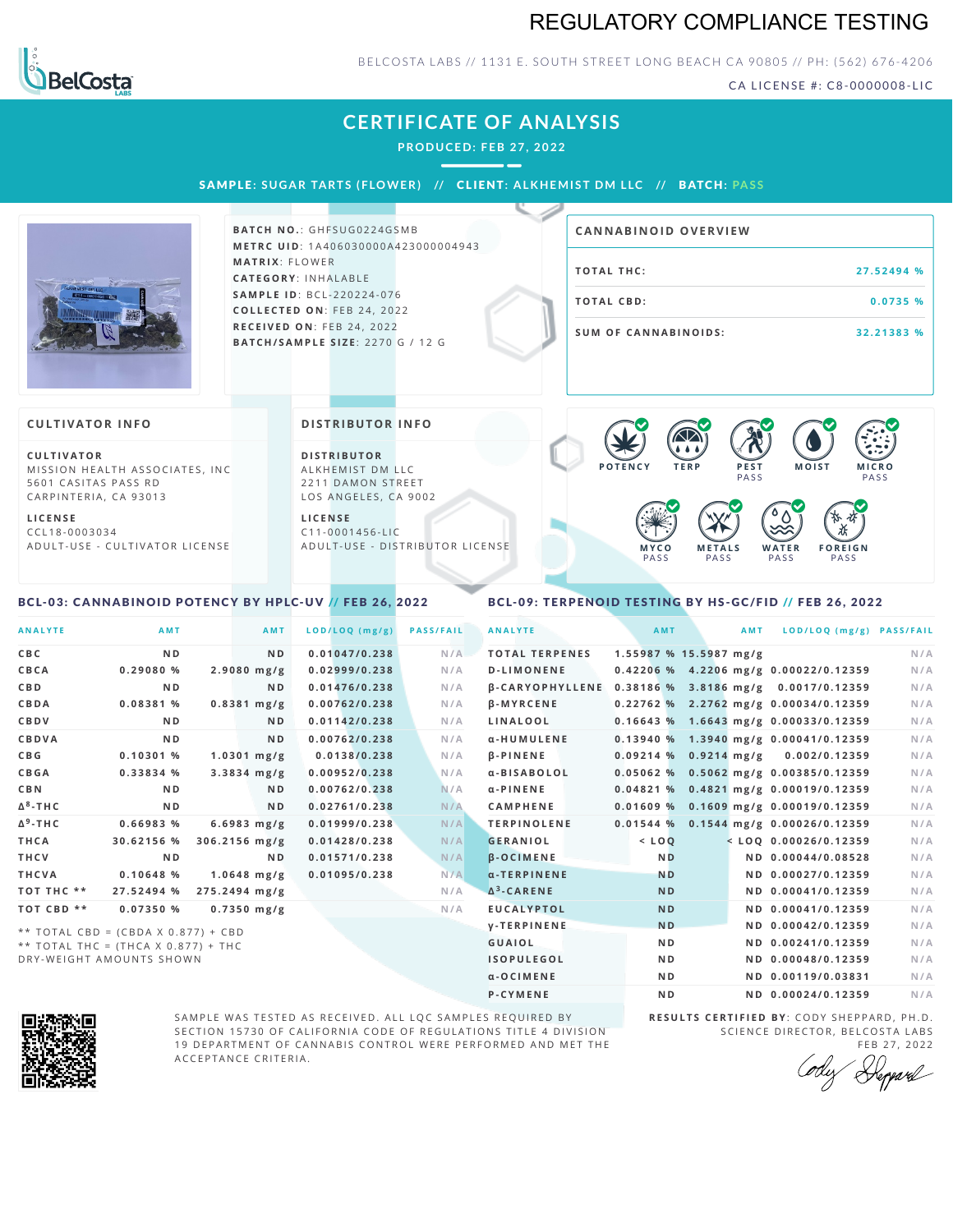# REGULATORY COMPLIANCE TESTING

BELCOSTA LABS // 1131 E. SOUTH STREET LONG BEACH CA 90805 // PH: (562) 676-4206

CA LICENSE #: C8-0000008-LIC

## CERTIFICATE OF ANALYSIS

PRODUCED: FEB 27, 2022

**SAMPLE:** SUGAR TARTS (FLOWER) // **CLIENT:** ALKHEMIST DM LLC // **BATCH:** PASS

**BATCH NO.:** GHFSUG0224GSMB
**METRC UID:** 1A406030000A423000004943
**MATRIX:** FLOWER
**CATEGORY:** INHALABLE
**SAMPLE ID:** BCL-220224-076
**COLLECTED ON:** FEB 24, 2022
**RECEIVED ON:** FEB 24, 2022
**BATCH/SAMPLE SIZE:** 2270 G / 12 G

### CANNABINOID OVERVIEW

| | |
|---|---|
| TOTAL THC: | 27.52494 % |
| TOTAL CBD: | 0.0735 % |
| SUM OF CANNABINOIDS: | 32.21383 % |

### CULTIVATOR INFO

**CULTIVATOR**
MISSION HEALTH ASSOCIATES, INC
5601 CASITAS PASS RD
CARPINTERIA, CA 93013

**LICENSE**
CCL18-0003034
ADULT-USE - CULTIVATOR LICENSE

### DISTRIBUTOR INFO

**DISTRIBUTOR**
ALKHEMIST DM LLC
2211 DAMON STREET
LOS ANGELES, CA 9002

**LICENSE**
C11-0001456-LIC
ADULT-USE - DISTRIBUTOR LICENSE

POTENCY | TERP | PEST PASS | MOIST | MICRO PASS | MYCO PASS | METALS PASS | WATER PASS | FOREIGN PASS

### BCL-03: CANNABINOID POTENCY BY HPLC-UV // FEB 26, 2022

| ANALYTE | AMT | AMT | LOD/LOQ (mg/g) | PASS/FAIL |
|---|---|---|---|---|
| CBC | ND | ND | 0.01047/0.238 | N/A |
| CBCA | 0.29080 % | 2.9080 mg/g | 0.02999/0.238 | N/A |
| CBD | ND | ND | 0.01476/0.238 | N/A |
| CBDA | 0.08381 % | 0.8381 mg/g | 0.00762/0.238 | N/A |
| CBDV | ND | ND | 0.01142/0.238 | N/A |
| CBDVA | ND | ND | 0.00762/0.238 | N/A |
| CBG | 0.10301 % | 1.0301 mg/g | 0.0138/0.238 | N/A |
| CBGA | 0.33834 % | 3.3834 mg/g | 0.00952/0.238 | N/A |
| CBN | ND | ND | 0.00762/0.238 | N/A |
| Δ8-THC | ND | ND | 0.02761/0.238 | N/A |
| Δ9-THC | 0.66983 % | 6.6983 mg/g | 0.01999/0.238 | N/A |
| THCA | 30.62156 % | 306.2156 mg/g | 0.01428/0.238 | N/A |
| THCV | ND | ND | 0.01571/0.238 | N/A |
| THCVA | 0.10648 % | 1.0648 mg/g | 0.01095/0.238 | N/A |
| TOT THC ** | 27.52494 % | 275.2494 mg/g | | N/A |
| TOT CBD ** | 0.07350 % | 0.7350 mg/g | | N/A |

** TOTAL CBD = (CBDA X 0.877) + CBD
** TOTAL THC = (THCA X 0.877) + THC
DRY-WEIGHT AMOUNTS SHOWN

### BCL-09: TERPENOID TESTING BY HS-GC/FID // FEB 26, 2022

| ANALYTE | AMT | AMT | LOD/LOQ (mg/g) | PASS/FAIL |
|---|---|---|---|---|
| TOTAL TERPENES | 1.55987 % | 15.5987 mg/g | | N/A |
| D-LIMONENE | 0.42206 % | 4.2206 mg/g | 0.00022/0.12359 | N/A |
| β-CARYOPHYLLENE | 0.38186 % | 3.8186 mg/g | 0.0017/0.12359 | N/A |
| β-MYRCENE | 0.22762 % | 2.2762 mg/g | 0.00034/0.12359 | N/A |
| LINALOOL | 0.16643 % | 1.6643 mg/g | 0.00033/0.12359 | N/A |
| α-HUMULENE | 0.13940 % | 1.3940 mg/g | 0.00041/0.12359 | N/A |
| β-PINENE | 0.09214 % | 0.9214 mg/g | 0.002/0.12359 | N/A |
| α-BISABOLOL | 0.05062 % | 0.5062 mg/g | 0.00385/0.12359 | N/A |
| α-PINENE | 0.04821 % | 0.4821 mg/g | 0.00019/0.12359 | N/A |
| CAMPHENE | 0.01609 % | 0.1609 mg/g | 0.00019/0.12359 | N/A |
| TERPINOLENE | 0.01544 % | 0.1544 mg/g | 0.00026/0.12359 | N/A |
| GERANIOL | < LOQ | < LOQ | 0.00026/0.12359 | N/A |
| β-OCIMENE | ND | ND | 0.00044/0.08528 | N/A |
| α-TERPINENE | ND | ND | 0.00027/0.12359 | N/A |
| Δ3-CARENE | ND | ND | 0.00041/0.12359 | N/A |
| EUCALYPTOL | ND | ND | 0.00041/0.12359 | N/A |
| γ-TERPINENE | ND | ND | 0.00042/0.12359 | N/A |
| GUAIOL | ND | ND | 0.00241/0.12359 | N/A |
| ISOPULEGOL | ND | ND | 0.00048/0.12359 | N/A |
| α-OCIMENE | ND | ND | 0.00119/0.03831 | N/A |
| P-CYMENE | ND | ND | 0.00024/0.12359 | N/A |

SAMPLE WAS TESTED AS RECEIVED. ALL LQC SAMPLES REQUIRED BY SECTION 15730 OF CALIFORNIA CODE OF REGULATIONS TITLE 4 DIVISION 19 DEPARTMENT OF CANNABIS CONTROL WERE PERFORMED AND MET THE ACCEPTANCE CRITERIA.

**RESULTS CERTIFIED BY:** CODY SHEPPARD, PH.D.
SCIENCE DIRECTOR, BELCOSTA LABS
FEB 27, 2022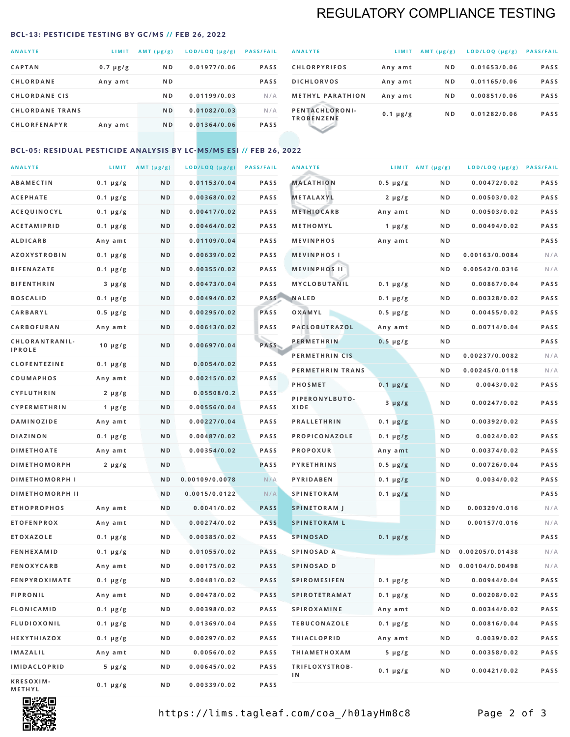# REGULATORY COMPLIANCE TESTING

## BCL-13: PESTICIDE TESTING BY GC/MS // FEB 26, 2022

| ANALYTE | LIMIT | AMT (μg/g) | LOD/LOQ (μg/g) | PASS/FAIL |
|---|---|---|---|---|
| CAPTAN | 0.7 μg/g | ND | 0.01977/0.06 | PASS |
| CHLORDANE | Any amt | ND | | PASS |
| CHLORDANE CIS | | ND | 0.01199/0.03 | N/A |
| CHLORDANE TRANS | | ND | 0.01082/0.03 | N/A |
| CHLORFENAPYR | Any amt | ND | 0.01364/0.06 | PASS |
| CHLORPYRIFOS | Any amt | ND | 0.01653/0.06 | PASS |
| DICHLORVOS | Any amt | ND | 0.01165/0.06 | PASS |
| METHYL PARATHION | Any amt | ND | 0.00851/0.06 | PASS |
| PENTACHLORONI-TROBENZENE | 0.1 μg/g | ND | 0.01282/0.06 | PASS |

## BCL-05: RESIDUAL PESTICIDE ANALYSIS BY LC-MS/MS ESI // FEB 26, 2022

| ANALYTE | LIMIT | AMT (μg/g) | LOD/LOQ (μg/g) | PASS/FAIL |
|---|---|---|---|---|
| ABAMECTIN | 0.1 μg/g | ND | 0.01153/0.04 | PASS |
| ACEPHATE | 0.1 μg/g | ND | 0.00368/0.02 | PASS |
| ACEQUINOCYL | 0.1 μg/g | ND | 0.00417/0.02 | PASS |
| ACETAMIPRID | 0.1 μg/g | ND | 0.00464/0.02 | PASS |
| ALDICARB | Any amt | ND | 0.01109/0.04 | PASS |
| AZOXYSTROBIN | 0.1 μg/g | ND | 0.00639/0.02 | PASS |
| BIFENAZATE | 0.1 μg/g | ND | 0.00355/0.02 | PASS |
| BIFENTHRIN | 3 μg/g | ND | 0.00473/0.04 | PASS |
| BOSCALID | 0.1 μg/g | ND | 0.00494/0.02 | PASS |
| CARBARYL | 0.5 μg/g | ND | 0.00295/0.02 | PASS |
| CARBOFURAN | Any amt | ND | 0.00613/0.02 | PASS |
| CHLORANTRANIL-IPROLE | 10 μg/g | ND | 0.00697/0.04 | PASS |
| CLOFENTEZINE | 0.1 μg/g | ND | 0.0054/0.02 | PASS |
| COUMAPHOS | Any amt | ND | 0.00215/0.02 | PASS |
| CYFLUTHRIN | 2 μg/g | ND | 0.05508/0.2 | PASS |
| CYPERMETHRIN | 1 μg/g | ND | 0.00556/0.04 | PASS |
| DAMINOZIDE | Any amt | ND | 0.00227/0.04 | PASS |
| DIAZINON | 0.1 μg/g | ND | 0.00487/0.02 | PASS |
| DIMETHOATE | Any amt | ND | 0.00354/0.02 | PASS |
| DIMETHOMORPH | 2 μg/g | ND | | PASS |
| DIMETHOMORPH I | | ND | 0.00109/0.0078 | N/A |
| DIMETHOMORPH II | | ND | 0.0015/0.0122 | N/A |
| ETHOPROPHOS | Any amt | ND | 0.0041/0.02 | PASS |
| ETOFENPROX | Any amt | ND | 0.00274/0.02 | PASS |
| ETOXAZOLE | 0.1 μg/g | ND | 0.00385/0.02 | PASS |
| FENHEXAMID | 0.1 μg/g | ND | 0.01055/0.02 | PASS |
| FENOXYCARB | Any amt | ND | 0.00175/0.02 | PASS |
| FENPYROXIMATE | 0.1 μg/g | ND | 0.00481/0.02 | PASS |
| FIPRONIL | Any amt | ND | 0.00478/0.02 | PASS |
| FLONICAMID | 0.1 μg/g | ND | 0.00398/0.02 | PASS |
| FLUDIOXONIL | 0.1 μg/g | ND | 0.01369/0.04 | PASS |
| HEXYTHIAZOX | 0.1 μg/g | ND | 0.00297/0.02 | PASS |
| IMAZALIL | Any amt | ND | 0.0056/0.02 | PASS |
| IMIDACLOPRID | 5 μg/g | ND | 0.00645/0.02 | PASS |
| KRESOXIM-METHYL | 0.1 μg/g | ND | 0.00339/0.02 | PASS |
| MALATHION | 0.5 μg/g | ND | 0.00472/0.02 | PASS |
| METALAXYL | 2 μg/g | ND | 0.00503/0.02 | PASS |
| METHIOCARB | Any amt | ND | 0.00503/0.02 | PASS |
| METHOMYL | 1 μg/g | ND | 0.00494/0.02 | PASS |
| MEVINPHOS | Any amt | ND | | PASS |
| MEVINPHOS I | | ND | 0.00163/0.0084 | N/A |
| MEVINPHOS II | | ND | 0.00542/0.0316 | N/A |
| MYCLOBUTANIL | 0.1 μg/g | ND | 0.00867/0.04 | PASS |
| NALED | 0.1 μg/g | ND | 0.00328/0.02 | PASS |
| OXAMYL | 0.5 μg/g | ND | 0.00455/0.02 | PASS |
| PACLOBUTRAZOL | Any amt | ND | 0.00714/0.04 | PASS |
| PERMETHRIN | 0.5 μg/g | ND | | PASS |
| PERMETHRIN CIS | | ND | 0.00237/0.0082 | N/A |
| PERMETHRIN TRANS | | ND | 0.00245/0.0118 | N/A |
| PHOSMET | 0.1 μg/g | ND | 0.0043/0.02 | PASS |
| PIPERONYLBUTO-XIDE | 3 μg/g | ND | 0.00247/0.02 | PASS |
| PRALLETHRIN | 0.1 μg/g | ND | 0.00392/0.02 | PASS |
| PROPICONAZOLE | 0.1 μg/g | ND | 0.0024/0.02 | PASS |
| PROPOXUR | Any amt | ND | 0.00374/0.02 | PASS |
| PYRETHRINS | 0.5 μg/g | ND | 0.00726/0.04 | PASS |
| PYRIDABEN | 0.1 μg/g | ND | 0.0034/0.02 | PASS |
| SPINETORAM | 0.1 μg/g | ND | | PASS |
| SPINETORAM J | | ND | 0.00329/0.016 | N/A |
| SPINETORAM L | | ND | 0.00157/0.016 | N/A |
| SPINOSAD | 0.1 μg/g | ND | | PASS |
| SPINOSAD A | | ND | 0.00205/0.01438 | N/A |
| SPINOSAD D | | ND | 0.00104/0.00498 | N/A |
| SPIROMESIFEN | 0.1 μg/g | ND | 0.00944/0.04 | PASS |
| SPIROTETRAMAT | 0.1 μg/g | ND | 0.00208/0.02 | PASS |
| SPIROXAMINE | Any amt | ND | 0.00344/0.02 | PASS |
| TEBUCONAZOLE | 0.1 μg/g | ND | 0.00816/0.04 | PASS |
| THIACLOPRID | Any amt | ND | 0.0039/0.02 | PASS |
| THIAMETHOXAM | 5 μg/g | ND | 0.00358/0.02 | PASS |
| TRIFLOXYSTROB-IN | 0.1 μg/g | ND | 0.00421/0.02 | PASS |

https://lims.tagleaf.com/coa_/h01ayHm8c8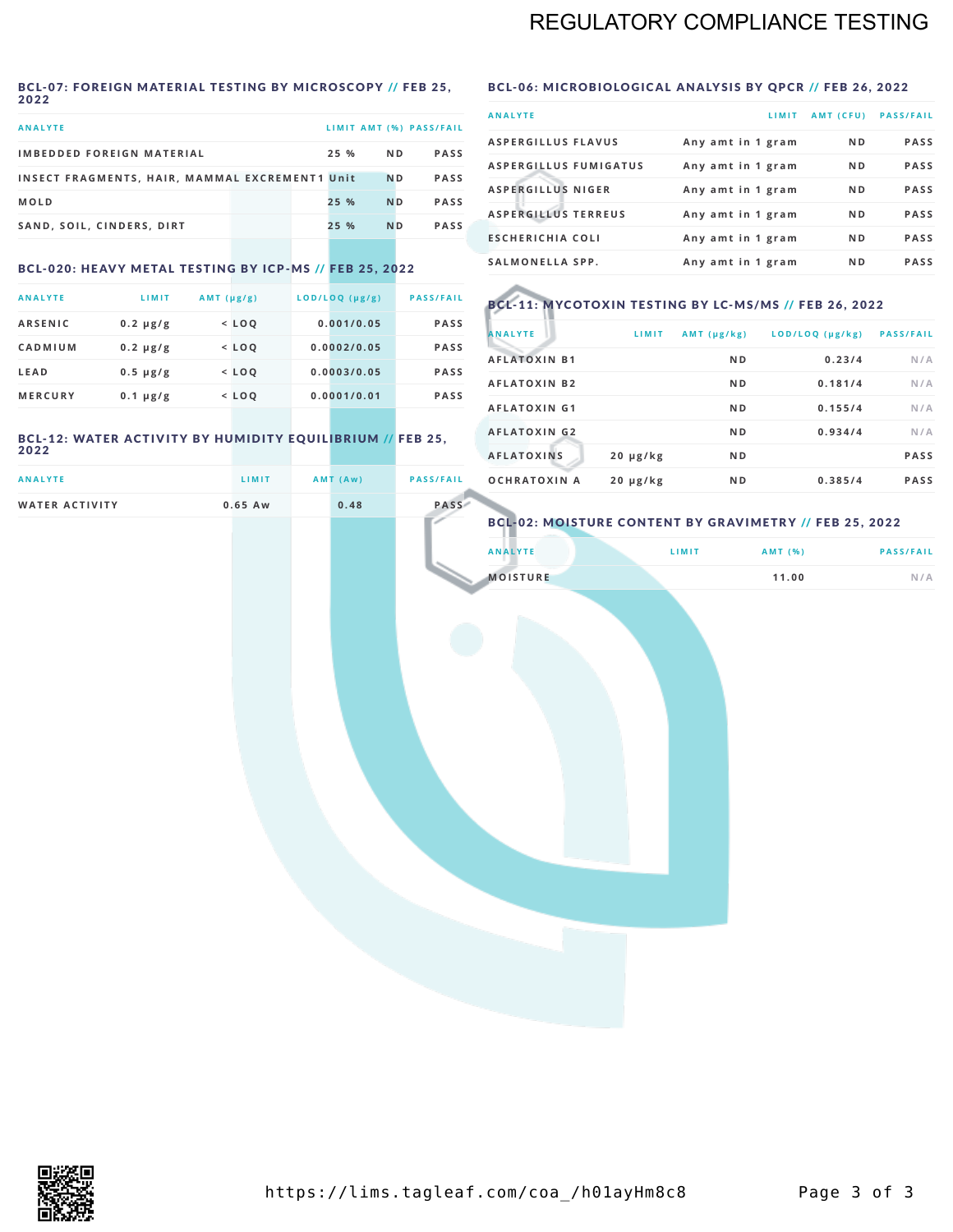# REGULATORY COMPLIANCE TESTING

## BCL-07: FOREIGN MATERIAL TESTING BY MICROSCOPY // FEB 25, 2022

| ANALYTE | LIMIT | AMT (%) | PASS/FAIL |
|---|---|---|---|
| IMBEDDED FOREIGN MATERIAL | 25 % | ND | PASS |
| INSECT FRAGMENTS, HAIR, MAMMAL EXCREMENT | 1 Unit | ND | PASS |
| MOLD | 25 % | ND | PASS |
| SAND, SOIL, CINDERS, DIRT | 25 % | ND | PASS |

## BCL-020: HEAVY METAL TESTING BY ICP-MS // FEB 25, 2022

| ANALYTE | LIMIT | AMT (µg/g) | LOD/LOQ (µg/g) | PASS/FAIL |
|---|---|---|---|---|
| ARSENIC | 0.2 µg/g | < LOQ | 0.001/0.05 | PASS |
| CADMIUM | 0.2 µg/g | < LOQ | 0.0002/0.05 | PASS |
| LEAD | 0.5 µg/g | < LOQ | 0.0003/0.05 | PASS |
| MERCURY | 0.1 µg/g | < LOQ | 0.0001/0.01 | PASS |

## BCL-12: WATER ACTIVITY BY HUMIDITY EQUILIBRIUM // FEB 25, 2022

| ANALYTE | LIMIT | AMT (Aw) | PASS/FAIL |
|---|---|---|---|
| WATER ACTIVITY | 0.65 Aw | 0.48 | PASS |

## BCL-06: MICROBIOLOGICAL ANALYSIS BY QPCR // FEB 26, 2022

| ANALYTE | LIMIT | AMT (CFU) | PASS/FAIL |
|---|---|---|---|
| ASPERGILLUS FLAVUS | Any amt in 1 gram | ND | PASS |
| ASPERGILLUS FUMIGATUS | Any amt in 1 gram | ND | PASS |
| ASPERGILLUS NIGER | Any amt in 1 gram | ND | PASS |
| ASPERGILLUS TERREUS | Any amt in 1 gram | ND | PASS |
| ESCHERICHIA COLI | Any amt in 1 gram | ND | PASS |
| SALMONELLA SPP. | Any amt in 1 gram | ND | PASS |

## BCL-11: MYCOTOXIN TESTING BY LC-MS/MS // FEB 26, 2022

| ANALYTE | LIMIT | AMT (µg/kg) | LOD/LOQ (µg/kg) | PASS/FAIL |
|---|---|---|---|---|
| AFLATOXIN B1 | | ND | 0.23/4 | N/A |
| AFLATOXIN B2 | | ND | 0.181/4 | N/A |
| AFLATOXIN G1 | | ND | 0.155/4 | N/A |
| AFLATOXIN G2 | | ND | 0.934/4 | N/A |
| AFLATOXINS | 20 µg/kg | ND | | PASS |
| OCHRATOXIN A | 20 µg/kg | ND | 0.385/4 | PASS |

## BCL-02: MOISTURE CONTENT BY GRAVIMETRY // FEB 25, 2022

| ANALYTE | LIMIT | AMT (%) | PASS/FAIL |
|---|---|---|---|
| MOISTURE | | 11.00 | N/A |

https://lims.tagleaf.com/coa_/h01ayHm8c8